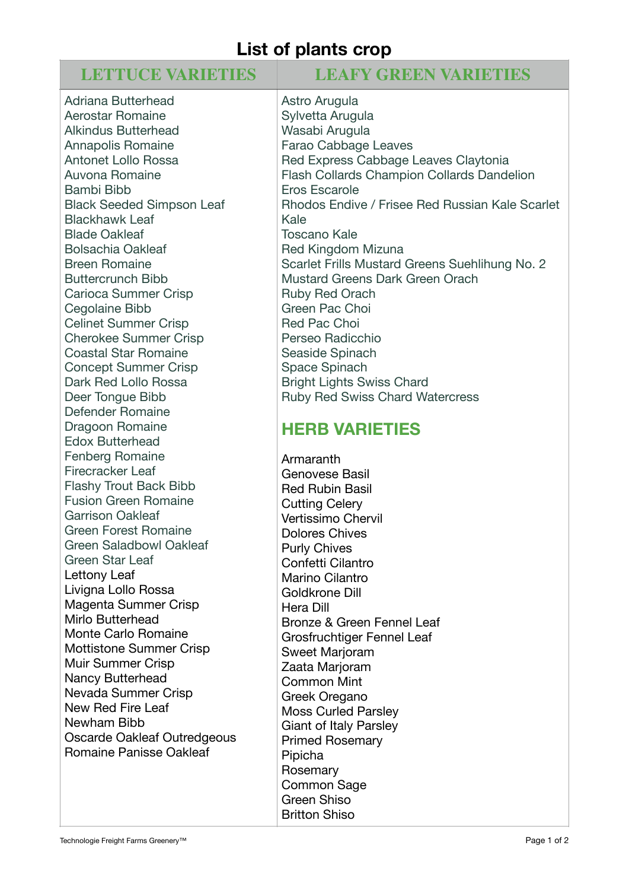# List of plants crop

## LETTUCE VARIETIES

Adriana Butterhead
Aerostar Romaine
Alkindus Butterhead
Annapolis Romaine
Antonet Lollo Rossa
Auvona Romaine
Bambi Bibb
Black Seeded Simpson Leaf
Blackhawk Leaf
Blade Oakleaf
Bolsachia Oakleaf
Breen Romaine
Buttercrunch Bibb
Carioca Summer Crisp
Cegolaine Bibb
Celinet Summer Crisp
Cherokee Summer Crisp
Coastal Star Romaine
Concept Summer Crisp
Dark Red Lollo Rossa
Deer Tongue Bibb
Defender Romaine
Dragoon Romaine
Edox Butterhead
Fenberg Romaine
Firecracker Leaf
Flashy Trout Back Bibb
Fusion Green Romaine
Garrison Oakleaf
Green Forest Romaine
Green Saladbowl Oakleaf
Green Star Leaf
Lettony Leaf
Livigna Lollo Rossa
Magenta Summer Crisp
Mirlo Butterhead
Monte Carlo Romaine
Mottistone Summer Crisp
Muir Summer Crisp
Nancy Butterhead
Nevada Summer Crisp
New Red Fire Leaf
Newham Bibb
Oscarde Oakleaf Outredgeous
Romaine Panisse Oakleaf

## LEAFY GREEN VARIETIES

Astro Arugula
Sylvetta Arugula
Wasabi Arugula
Farao Cabbage Leaves
Red Express Cabbage Leaves Claytonia
Flash Collards Champion Collards Dandelion
Eros Escarole
Rhodos Endive / Frisee Red Russian Kale Scarlet Kale
Toscano Kale
Red Kingdom Mizuna
Scarlet Frills Mustard Greens Suehlihung No. 2
Mustard Greens Dark Green Orach
Ruby Red Orach
Green Pac Choi
Red Pac Choi
Perseo Radicchio
Seaside Spinach
Space Spinach
Bright Lights Swiss Chard
Ruby Red Swiss Chard Watercress

## HERB VARIETIES

Armaranth
Genovese Basil
Red Rubin Basil
Cutting Celery
Vertissimo Chervil
Dolores Chives
Purly Chives
Confetti Cilantro
Marino Cilantro
Goldkrone Dill
Hera Dill
Bronze & Green Fennel Leaf
Grosfruchtiger Fennel Leaf
Sweet Marjoram
Zaata Marjoram
Common Mint
Greek Oregano
Moss Curled Parsley
Giant of Italy Parsley
Primed Rosemary
Pipicha
Rosemary
Common Sage
Green Shiso
Britton Shiso

Technologie Freight Farms Greenery™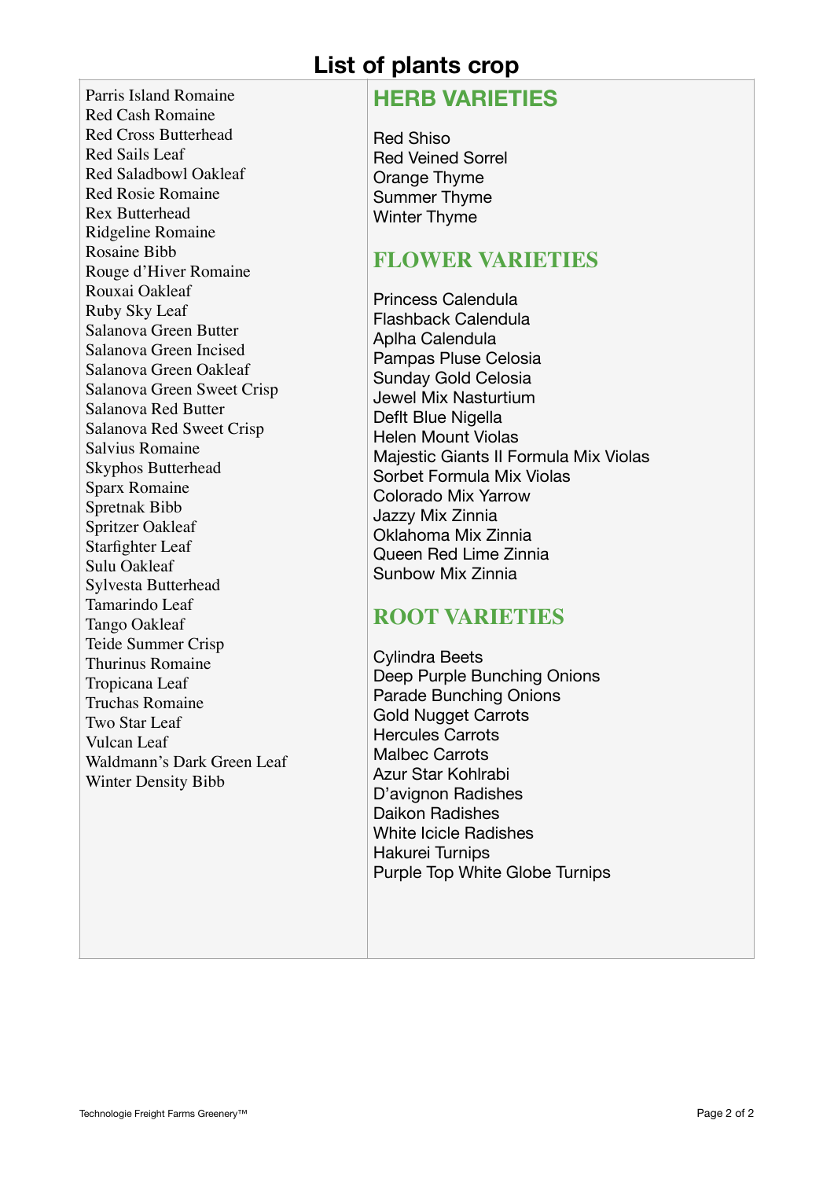# List of plants crop

Parris Island Romaine
Red Cash Romaine
Red Cross Butterhead
Red Sails Leaf
Red Saladbowl Oakleaf
Red Rosie Romaine
Rex Butterhead
Ridgeline Romaine
Rosaine Bibb
Rouge d'Hiver Romaine
Rouxai Oakleaf
Ruby Sky Leaf
Salanova Green Butter
Salanova Green Incised
Salanova Green Oakleaf
Salanova Green Sweet Crisp
Salanova Red Butter
Salanova Red Sweet Crisp
Salvius Romaine
Skyphos Butterhead
Sparx Romaine
Spretnak Bibb
Spritzer Oakleaf
Starfighter Leaf
Sulu Oakleaf
Sylvesta Butterhead
Tamarindo Leaf
Tango Oakleaf
Teide Summer Crisp
Thurinus Romaine
Tropicana Leaf
Truchas Romaine
Two Star Leaf
Vulcan Leaf
Waldmann's Dark Green Leaf
Winter Density Bibb

## HERB VARIETIES

Red Shiso
Red Veined Sorrel
Orange Thyme
Summer Thyme
Winter Thyme

## FLOWER VARIETIES

Princess Calendula
Flashback Calendula
Aplha Calendula
Pampas Pluse Celosia
Sunday Gold Celosia
Jewel Mix Nasturtium
Deflt Blue Nigella
Helen Mount Violas
Majestic Giants II Formula Mix Violas
Sorbet Formula Mix Violas
Colorado Mix Yarrow
Jazzy Mix Zinnia
Oklahoma Mix Zinnia
Queen Red Lime Zinnia
Sunbow Mix Zinnia

## ROOT VARIETIES

Cylindra Beets
Deep Purple Bunching Onions
Parade Bunching Onions
Gold Nugget Carrots
Hercules Carrots
Malbec Carrots
Azur Star Kohlrabi
D'avignon Radishes
Daikon Radishes
White Icicle Radishes
Hakurei Turnips
Purple Top White Globe Turnips